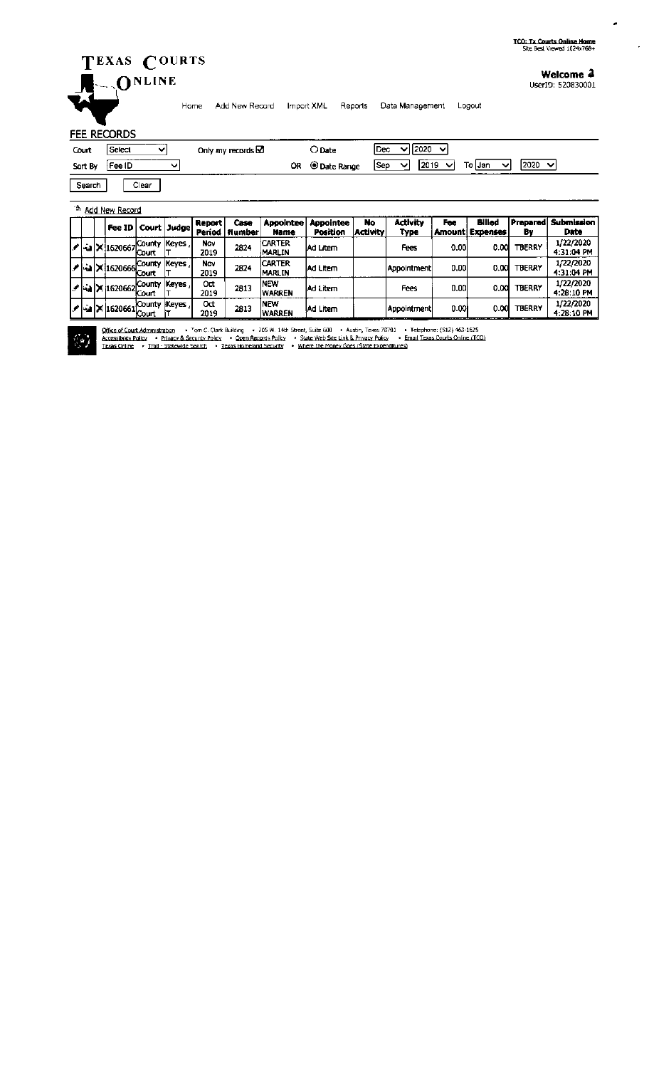TCO: Tx Courts Online Home
Site Best Viewed 1024x768+

# TEXAS COURTS ONLINE

**Welcome**
UserID: 520830001

Home | Add New Record | Import XML | Reports | Data Management | Logout

## FEE RECORDS

Court: Select | Only my records ☑ | ○ Date | Dec | 2020
Sort By: Fee ID | OR ◉ Date Range | Sep | 2019 | To Jan | 2020

Search | Clear

Add New Record

| | | | Fee ID | Court | Judge | Report Period | Case Number | Appointee Name | Appointee Position | No Activity | Activity Type | Fee Amount | Billed Expenses | Prepared By | Submission Date |
|---|---|---|---|---|---|---|---|---|---|---|---|---|---|---|---|
| | | X | 1620667 | County Court | Keyes, T | Nov 2019 | 2824 | CARTER MARLIN | Ad Litem | | Fees | 0.00 | 0.00 | TBERRY | 1/22/2020 4:31:04 PM |
| | | X | 1620666 | County Court | Keyes, T | Nov 2019 | 2824 | CARTER MARLIN | Ad Litem | | Appointment | 0.00 | 0.00 | TBERRY | 1/22/2020 4:31:04 PM |
| | | X | 1620662 | County Court | Keyes, T | Oct 2019 | 2813 | NEW WARREN | Ad Litem | | Fees | 0.00 | 0.00 | TBERRY | 1/22/2020 4:28:10 PM |
| | | X | 1620661 | County Court | Keyes, T | Oct 2019 | 2813 | NEW WARREN | Ad Litem | | Appointment | 0.00 | 0.00 | TBERRY | 1/22/2020 4:28:10 PM |

Office of Court Administration • Tom C. Clark Building • 205 W. 14th Street, Suite 600 • Austin, Texas 78701 • Telephone: (512) 463-1625
Accessibility Policy • Privacy & Security Policy • Open Records Policy • State Web Site Link & Privacy Policy • Email Texas Courts Online (TCO)
Texas Online • Trail - Statewide Search • Texas Homeland Security • Where the Money Goes (State Expenditures)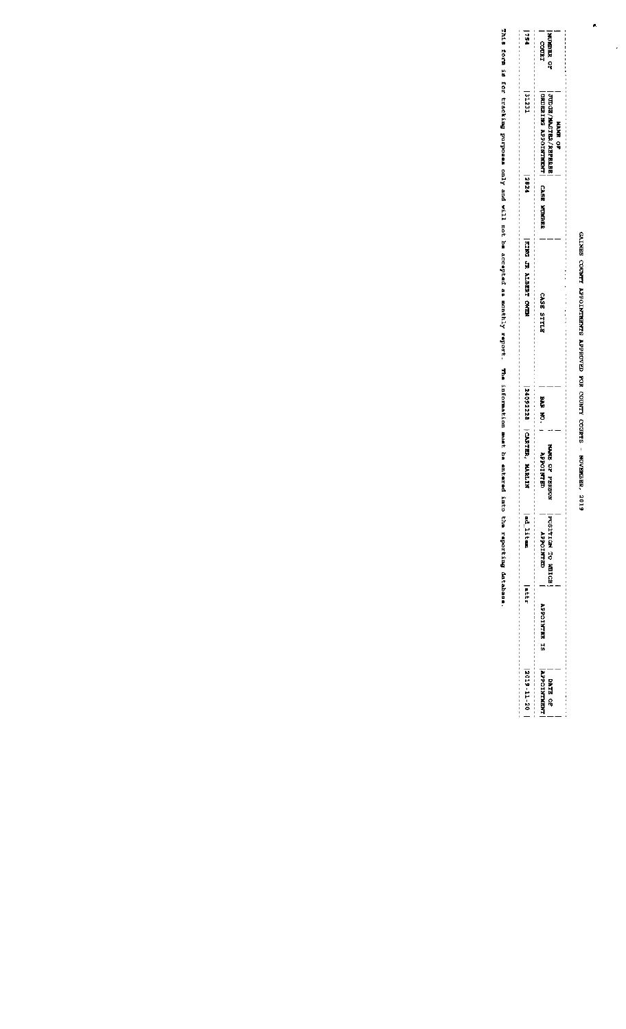# GAINES COUNTY APPOINTMENTS APPROVED FOR COUNTY COURTS - NOVEMBER, 2019

| NUMBER OF COURT | NAME OF JUDGE/MASTER/REFEREE ORDERING APPOINTMENT | CASE NUMBER | CASE STYLE | BAR NO. | NAME OF PERSON APPOINTED | POSITION TO WHICH APPOINTED | APPOINTEE IS | DATE OF APPOINTMENT |
|---|---|---|---|---|---|---|---|---|
| 754 | 31211 | 1824 | KING JR ALBERT OWEN | 24092228 | CARTER, MARLIN | ad_litem | attr | 2019-11-20 |

This form is for tracking purposes only and will not be accepted as monthly report. The information must be entered into the reporting database.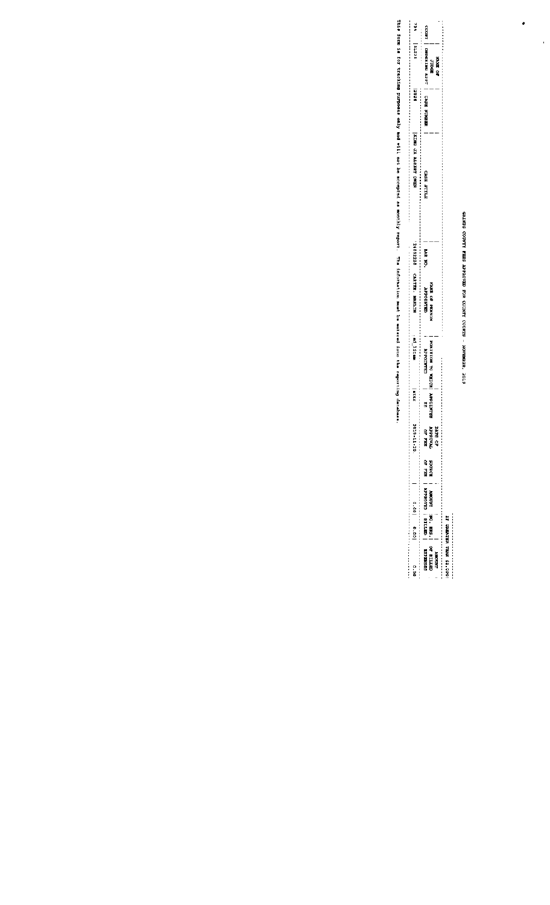# GALVESTON COUNTY FEES APPROVED FOR COUNTY COURTS - NOVEMBER, 2019

| COURT | NAME OF JUDGE ORDERING APPT | CASE NUMBER | CASE STYLE | BAR NO. | NAME OF PERSON APPOINTED | POSITION TO WHICH APPOINTED | APPOINTEE IS | DATE OF APPROVAL OF FEE | SOURCE OF FEE | AMOUNT APPROVED | IF GREATER THAN $1,000 NO. HRS. BILLED | AMOUNT OF BILLED EXPENSES |
|---|---|---|---|---|---|---|---|---|---|---|---|---|
| 794 | 51211 | 2628 | KIDD OR ALBERT OWEN | 24052228 | CARTER, MARLIN | ad litem | atty | 2019-11-20 | | 0.00 | 0.00 | 0.00 |

This form is for tracking purposes only and will not be accepted as monthly report. The information must be entered into the reporting database.